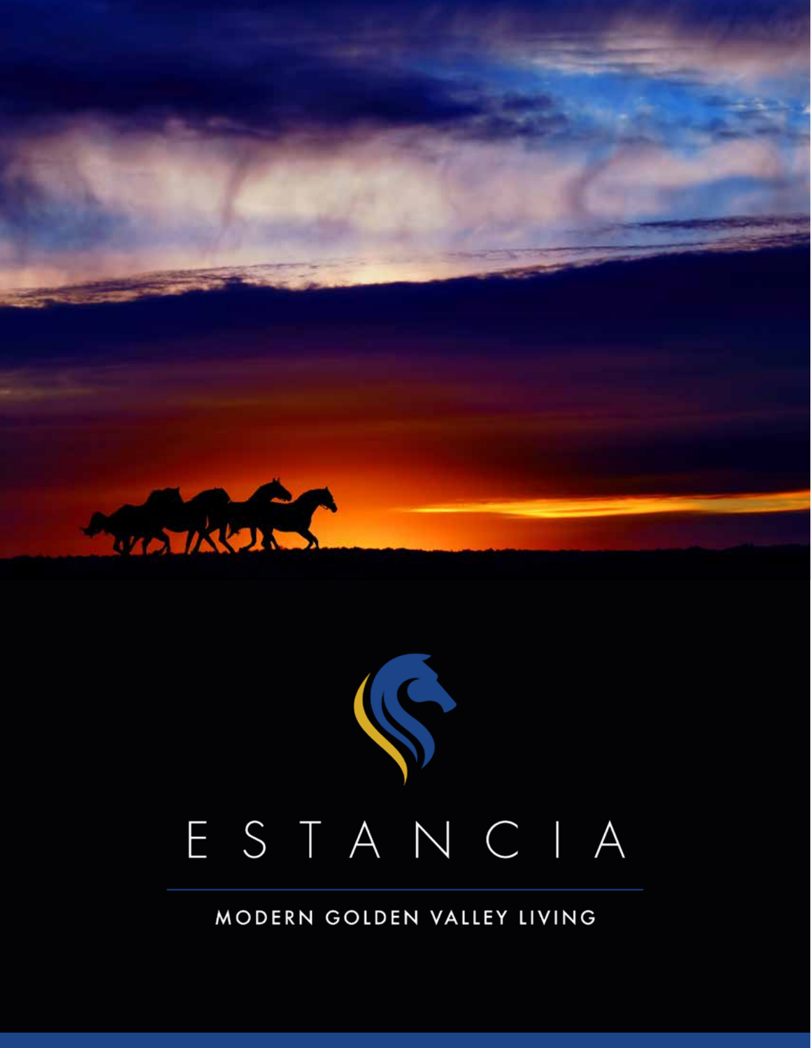# ESTANCIA

MODERN GOLDEN VALLEY LIVING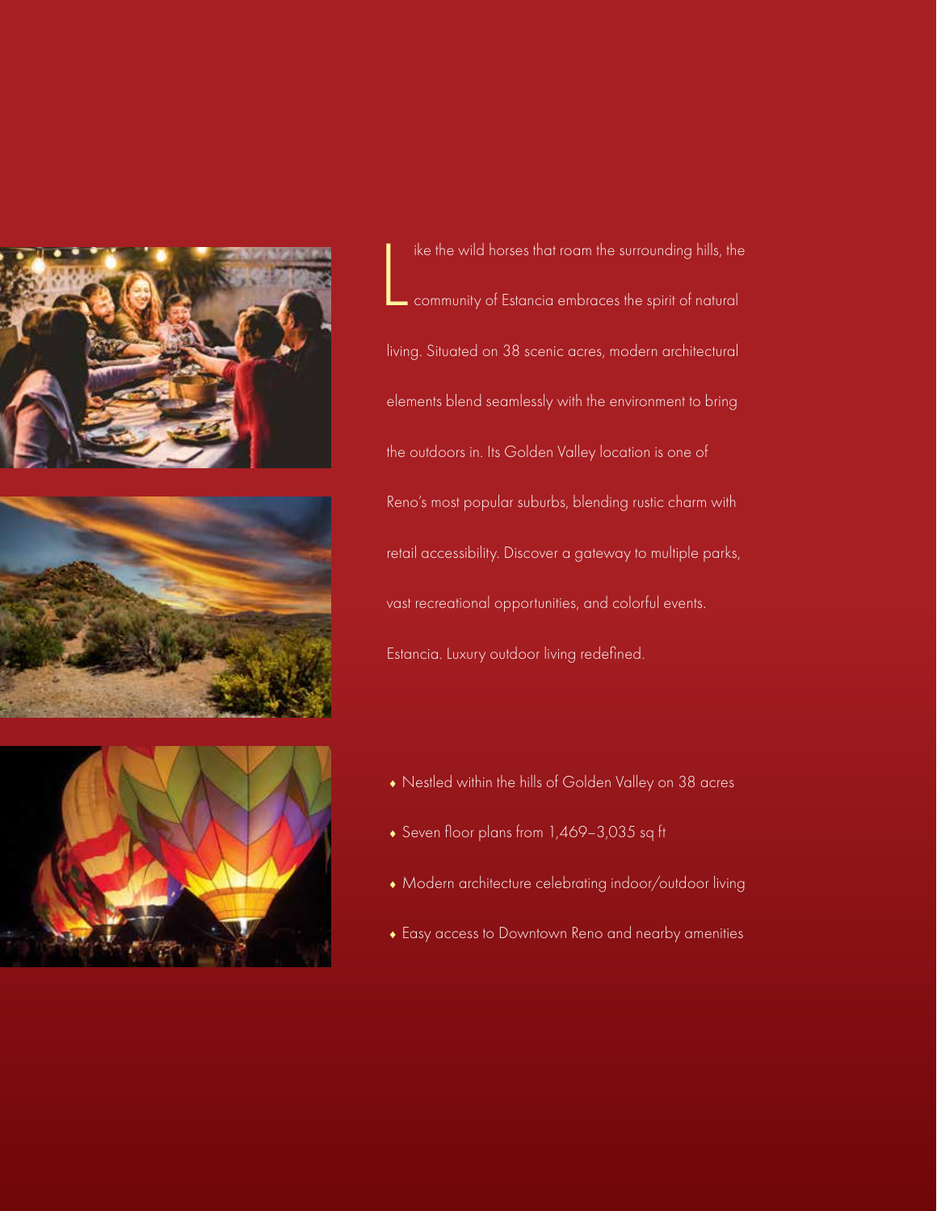Like the wild horses that roam the surrounding hills, the community of Estancia embraces the spirit of natural living. Situated on 38 scenic acres, modern architectural elements blend seamlessly with the environment to bring the outdoors in. Its Golden Valley location is one of Reno's most popular suburbs, blending rustic charm with retail accessibility. Discover a gateway to multiple parks, vast recreational opportunities, and colorful events. Estancia. Luxury outdoor living redefined.

- Nestled within the hills of Golden Valley on 38 acres
- Seven floor plans from 1,469–3,035 sq ft
- Modern architecture celebrating indoor/outdoor living
- Easy access to Downtown Reno and nearby amenities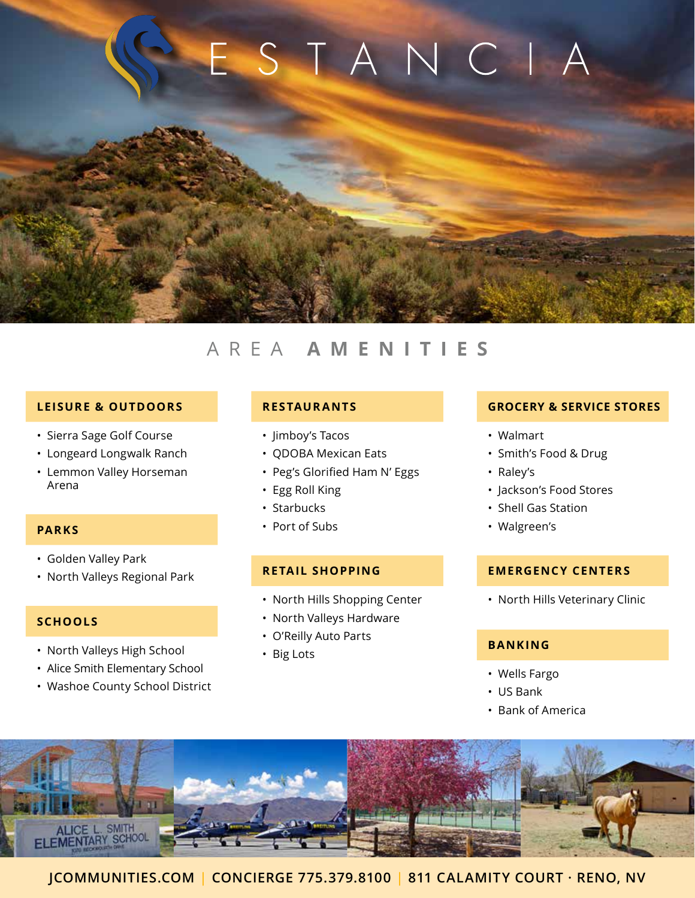# ESTANCIA

## AREA **AMENITIES**

### LEISURE & OUTDOORS

- Sierra Sage Golf Course
- Longeard Longwalk Ranch
- Lemmon Valley Horseman Arena

### PARKS

- Golden Valley Park
- North Valleys Regional Park

### SCHOOLS

- North Valleys High School
- Alice Smith Elementary School
- Washoe County School District

### RESTAURANTS

- Jimboy's Tacos
- QDOBA Mexican Eats
- Peg's Glorified Ham N' Eggs
- Egg Roll King
- Starbucks
- Port of Subs

### RETAIL SHOPPING

- North Hills Shopping Center
- North Valleys Hardware
- O'Reilly Auto Parts
- Big Lots

### GROCERY & SERVICE STORES

- Walmart
- Smith's Food & Drug
- Raley's
- Jackson's Food Stores
- Shell Gas Station
- Walgreen's

### EMERGENCY CENTERS

- North Hills Veterinary Clinic

### BANKING

- Wells Fargo
- US Bank
- Bank of America

JCOMMUNITIES.COM | CONCIERGE 775.379.8100 | 811 CALAMITY COURT · RENO, NV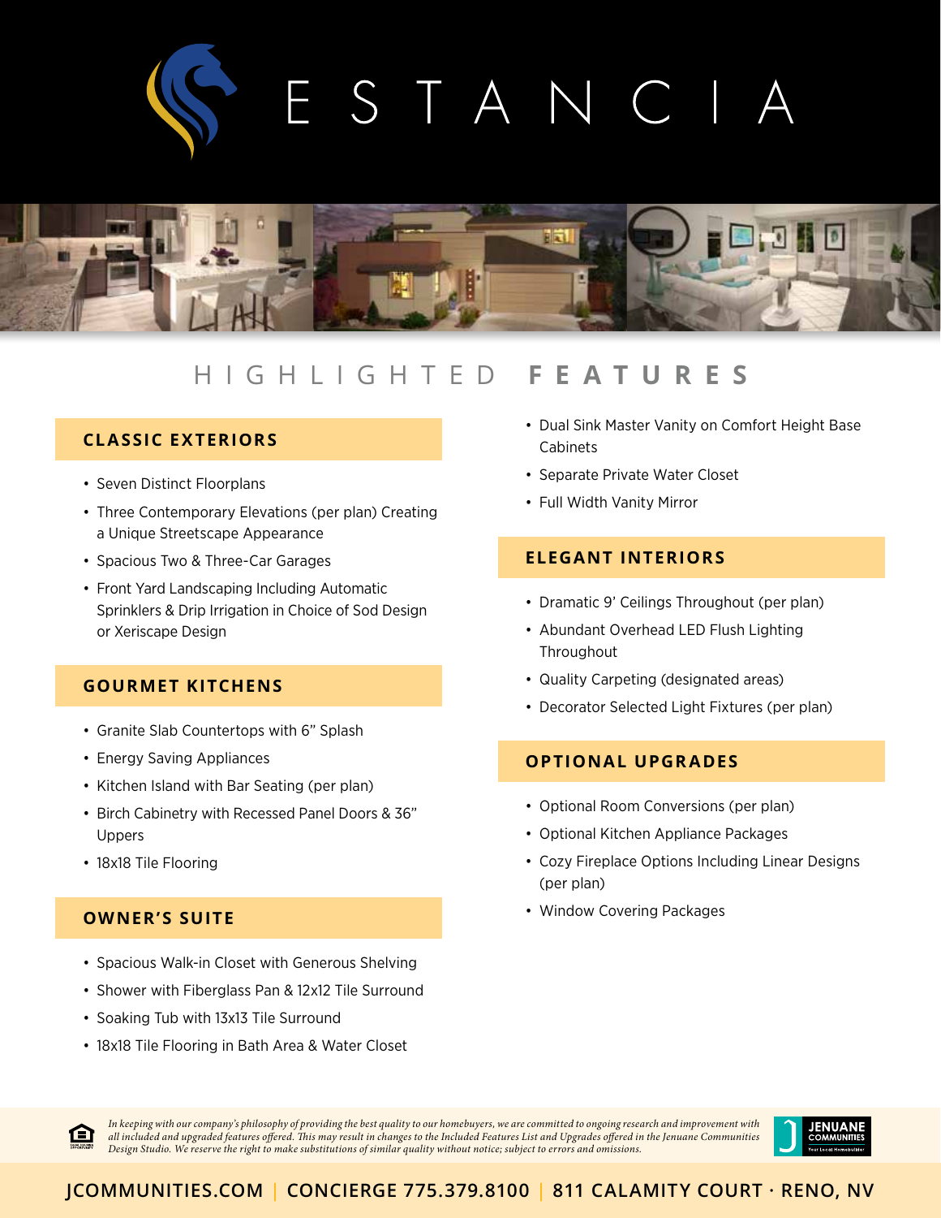# ESTANCIA

## HIGHLIGHTED FEATURES

### CLASSIC EXTERIORS

- Seven Distinct Floorplans
- Three Contemporary Elevations (per plan) Creating a Unique Streetscape Appearance
- Spacious Two & Three-Car Garages
- Front Yard Landscaping Including Automatic Sprinklers & Drip Irrigation in Choice of Sod Design or Xeriscape Design

### GOURMET KITCHENS

- Granite Slab Countertops with 6" Splash
- Energy Saving Appliances
- Kitchen Island with Bar Seating (per plan)
- Birch Cabinetry with Recessed Panel Doors & 36" Uppers
- 18x18 Tile Flooring

### OWNER'S SUITE

- Spacious Walk-in Closet with Generous Shelving
- Shower with Fiberglass Pan & 12x12 Tile Surround
- Soaking Tub with 13x13 Tile Surround
- 18x18 Tile Flooring in Bath Area & Water Closet
- Dual Sink Master Vanity on Comfort Height Base Cabinets
- Separate Private Water Closet
- Full Width Vanity Mirror

### ELEGANT INTERIORS

- Dramatic 9' Ceilings Throughout (per plan)
- Abundant Overhead LED Flush Lighting Throughout
- Quality Carpeting (designated areas)
- Decorator Selected Light Fixtures (per plan)

### OPTIONAL UPGRADES

- Optional Room Conversions (per plan)
- Optional Kitchen Appliance Packages
- Cozy Fireplace Options Including Linear Designs (per plan)
- Window Covering Packages

*In keeping with our company's philosophy of providing the best quality to our homebuyers, we are committed to ongoing research and improvement with all included and upgraded features offered. This may result in changes to the Included Features List and Upgrades offered in the Jenuane Communities Design Studio. We reserve the right to make substitutions of similar quality without notice; subject to errors and omissions.*

JENUANE COMMUNITIES — Your Local Homebuilder

JCOMMUNITIES.COM | CONCIERGE 775.379.8100 | 811 CALAMITY COURT · RENO, NV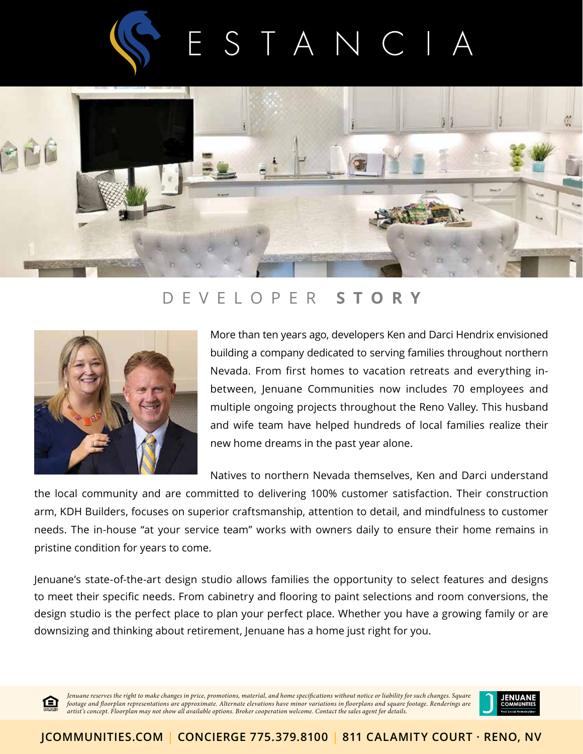# ESTANCIA

## DEVELOPER STORY

More than ten years ago, developers Ken and Darci Hendrix envisioned building a company dedicated to serving families throughout northern Nevada. From first homes to vacation retreats and everything in-between, Jenuane Communities now includes 70 employees and multiple ongoing projects throughout the Reno Valley. This husband and wife team have helped hundreds of local families realize their new home dreams in the past year alone.

Natives to northern Nevada themselves, Ken and Darci understand the local community and are committed to delivering 100% customer satisfaction. Their construction arm, KDH Builders, focuses on superior craftsmanship, attention to detail, and mindfulness to customer needs. The in-house "at your service team" works with owners daily to ensure their home remains in pristine condition for years to come.

Jenuane's state-of-the-art design studio allows families the opportunity to select features and designs to meet their specific needs. From cabinetry and flooring to paint selections and room conversions, the design studio is the perfect place to plan your perfect place. Whether you have a growing family or are downsizing and thinking about retirement, Jenuane has a home just right for you.

*Jenuane reserves the right to make changes in price, promotions, material, and home specifications without notice or liability for such changes. Square footage and floorplan representations are approximate. Alternate elevations have minor variations in floorplans and square footage. Renderings are artist's concept. Floorplan may not show all available options. Broker cooperation welcome. Contact the sales agent for details.*

JENUANE COMMUNITIES — Your Local Homebuilder

**JCOMMUNITIES.COM | CONCIERGE 775.379.8100 | 811 CALAMITY COURT · RENO, NV**